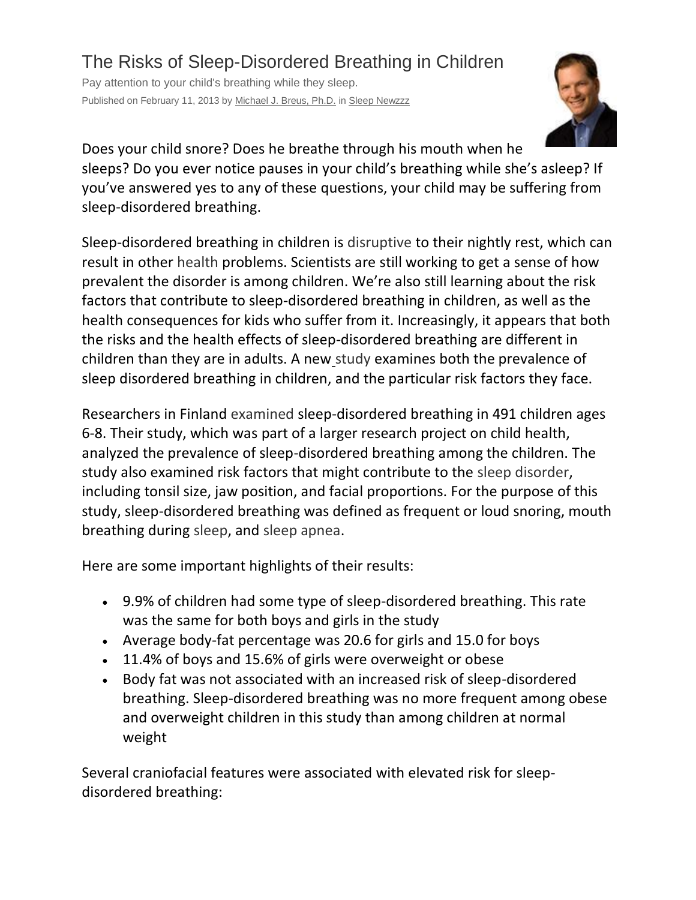# The Risks of Sleep-Disordered Breathing in Children

Pay attention to your child's breathing while they sleep.

Published on February 11, 2013 by Michael J. Breus, Ph.D. in Sleep Newzzz

Does your child snore? Does he breathe through his mouth when he sleeps? Do you ever notice pauses in your child's breathing while she's asleep? If you've answered yes to any of these questions, your child may be suffering from sleep-disordered breathing.

Sleep-disordered breathing in children is disruptive to their nightly rest, which can result in other health problems. Scientists are still working to get a sense of how prevalent the disorder is among children. We're also still learning about the risk factors that contribute to sleep-disordered breathing in children, as well as the health consequences for kids who suffer from it. Increasingly, it appears that both the risks and the health effects of sleep-disordered breathing are different in children than they are in adults. A new study examines both the prevalence of sleep disordered breathing in children, and the particular risk factors they face.

Researchers in Finland examined sleep-disordered breathing in 491 children ages 6-8. Their study, which was part of a larger research project on child health, analyzed the prevalence of sleep-disordered breathing among the children. The study also examined risk factors that might contribute to the sleep disorder, including tonsil size, jaw position, and facial proportions. For the purpose of this study, sleep-disordered breathing was defined as frequent or loud snoring, mouth breathing during sleep, and sleep apnea.

Here are some important highlights of their results:

- 9.9% of children had some type of sleep-disordered breathing. This rate was the same for both boys and girls in the study
- Average body-fat percentage was 20.6 for girls and 15.0 for boys
- 11.4% of boys and 15.6% of girls were overweight or obese
- Body fat was not associated with an increased risk of sleep-disordered breathing. Sleep-disordered breathing was no more frequent among obese and overweight children in this study than among children at normal weight

Several craniofacial features were associated with elevated risk for sleep-disordered breathing: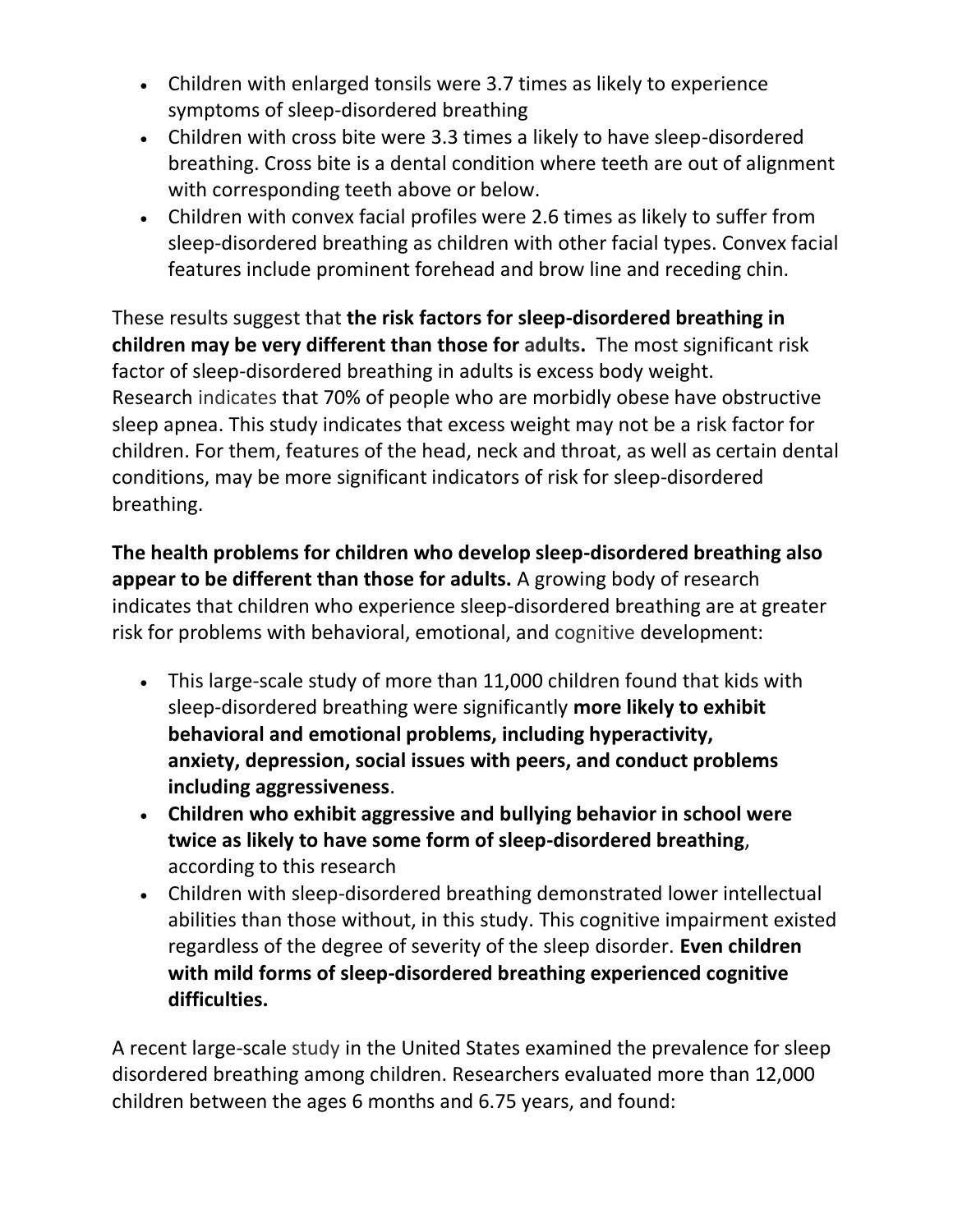- Children with enlarged tonsils were 3.7 times as likely to experience symptoms of sleep-disordered breathing
- Children with cross bite were 3.3 times a likely to have sleep-disordered breathing. Cross bite is a dental condition where teeth are out of alignment with corresponding teeth above or below.
- Children with convex facial profiles were 2.6 times as likely to suffer from sleep-disordered breathing as children with other facial types. Convex facial features include prominent forehead and brow line and receding chin.

These results suggest that **the risk factors for sleep-disordered breathing in children may be very different than those for adults.** The most significant risk factor of sleep-disordered breathing in adults is excess body weight. Research indicates that 70% of people who are morbidly obese have obstructive sleep apnea. This study indicates that excess weight may not be a risk factor for children. For them, features of the head, neck and throat, as well as certain dental conditions, may be more significant indicators of risk for sleep-disordered breathing.

**The health problems for children who develop sleep-disordered breathing also appear to be different than those for adults.** A growing body of research indicates that children who experience sleep-disordered breathing are at greater risk for problems with behavioral, emotional, and cognitive development:

- This large-scale study of more than 11,000 children found that kids with sleep-disordered breathing were significantly **more likely to exhibit behavioral and emotional problems, including hyperactivity, anxiety, depression, social issues with peers, and conduct problems including aggressiveness**.
- **Children who exhibit aggressive and bullying behavior in school were twice as likely to have some form of sleep-disordered breathing**, according to this research
- Children with sleep-disordered breathing demonstrated lower intellectual abilities than those without, in this study. This cognitive impairment existed regardless of the degree of severity of the sleep disorder. **Even children with mild forms of sleep-disordered breathing experienced cognitive difficulties.**

A recent large-scale study in the United States examined the prevalence for sleep disordered breathing among children. Researchers evaluated more than 12,000 children between the ages 6 months and 6.75 years, and found: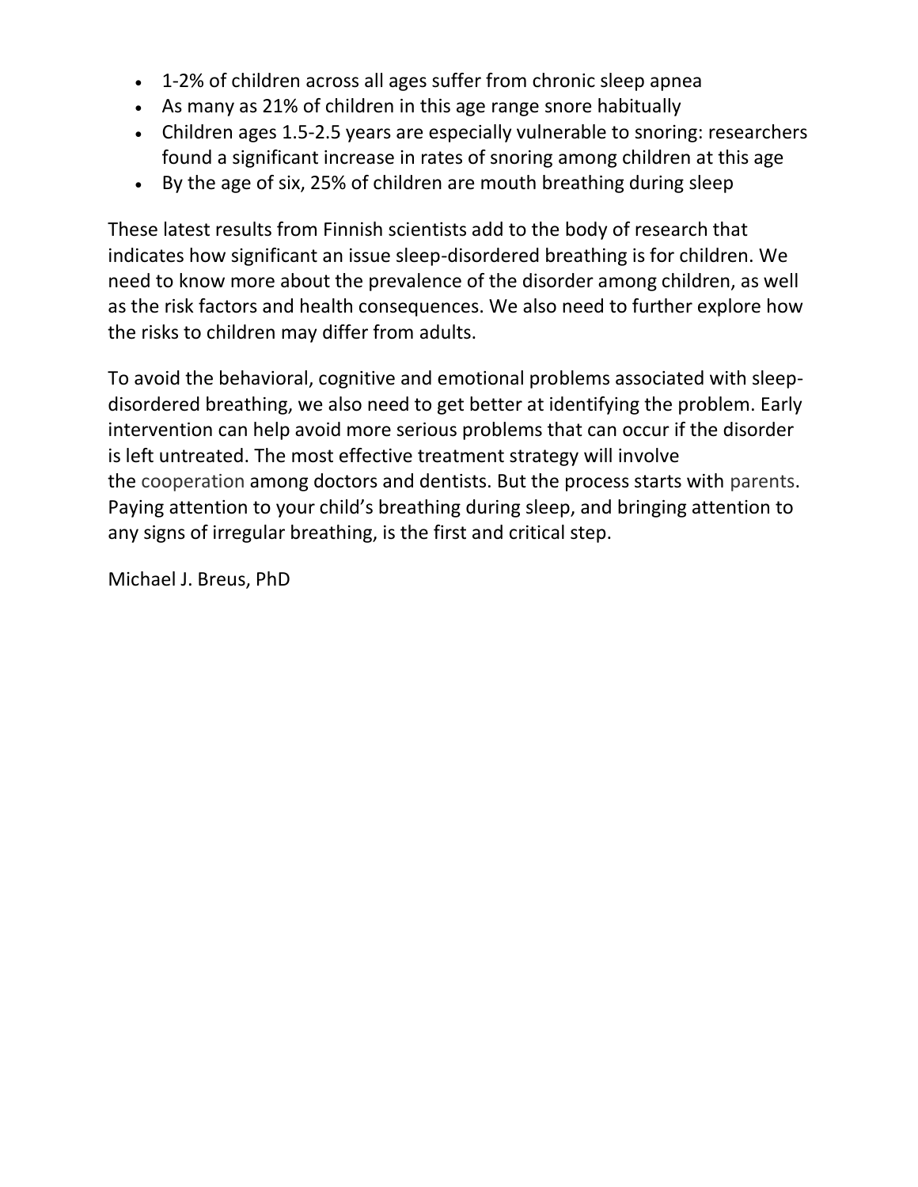- 1-2% of children across all ages suffer from chronic sleep apnea
- As many as 21% of children in this age range snore habitually
- Children ages 1.5-2.5 years are especially vulnerable to snoring: researchers found a significant increase in rates of snoring among children at this age
- By the age of six, 25% of children are mouth breathing during sleep

These latest results from Finnish scientists add to the body of research that indicates how significant an issue sleep-disordered breathing is for children. We need to know more about the prevalence of the disorder among children, as well as the risk factors and health consequences. We also need to further explore how the risks to children may differ from adults.

To avoid the behavioral, cognitive and emotional problems associated with sleep-disordered breathing, we also need to get better at identifying the problem. Early intervention can help avoid more serious problems that can occur if the disorder is left untreated. The most effective treatment strategy will involve the cooperation among doctors and dentists. But the process starts with parents. Paying attention to your child's breathing during sleep, and bringing attention to any signs of irregular breathing, is the first and critical step.

Michael J. Breus, PhD